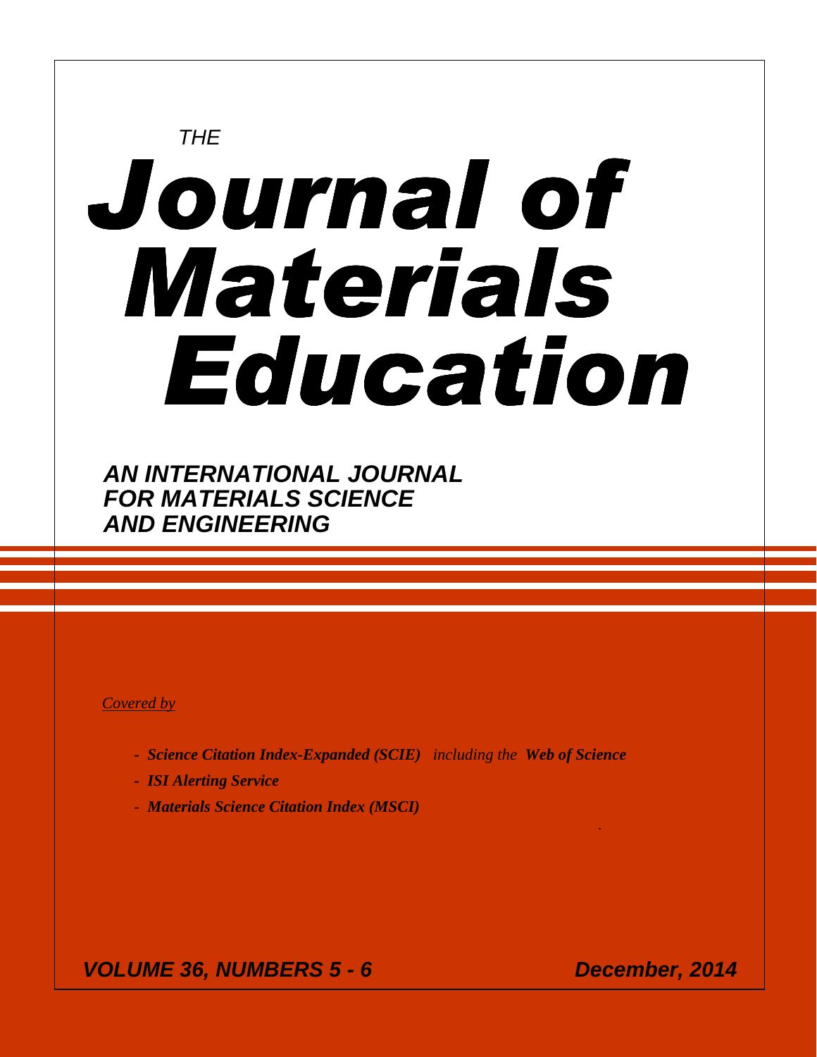*THE*

# Journal of Materials Education

***AN INTERNATIONAL JOURNAL FOR MATERIALS SCIENCE AND ENGINEERING***

*Covered by*

- ***Science Citation Index-Expanded (SCIE)*** *including the* ***Web of Science***
- ***ISI Alerting Service***
- ***Materials Science Citation Index (MSCI)***

***VOLUME 36, NUMBERS 5 - 6*** ***December, 2014***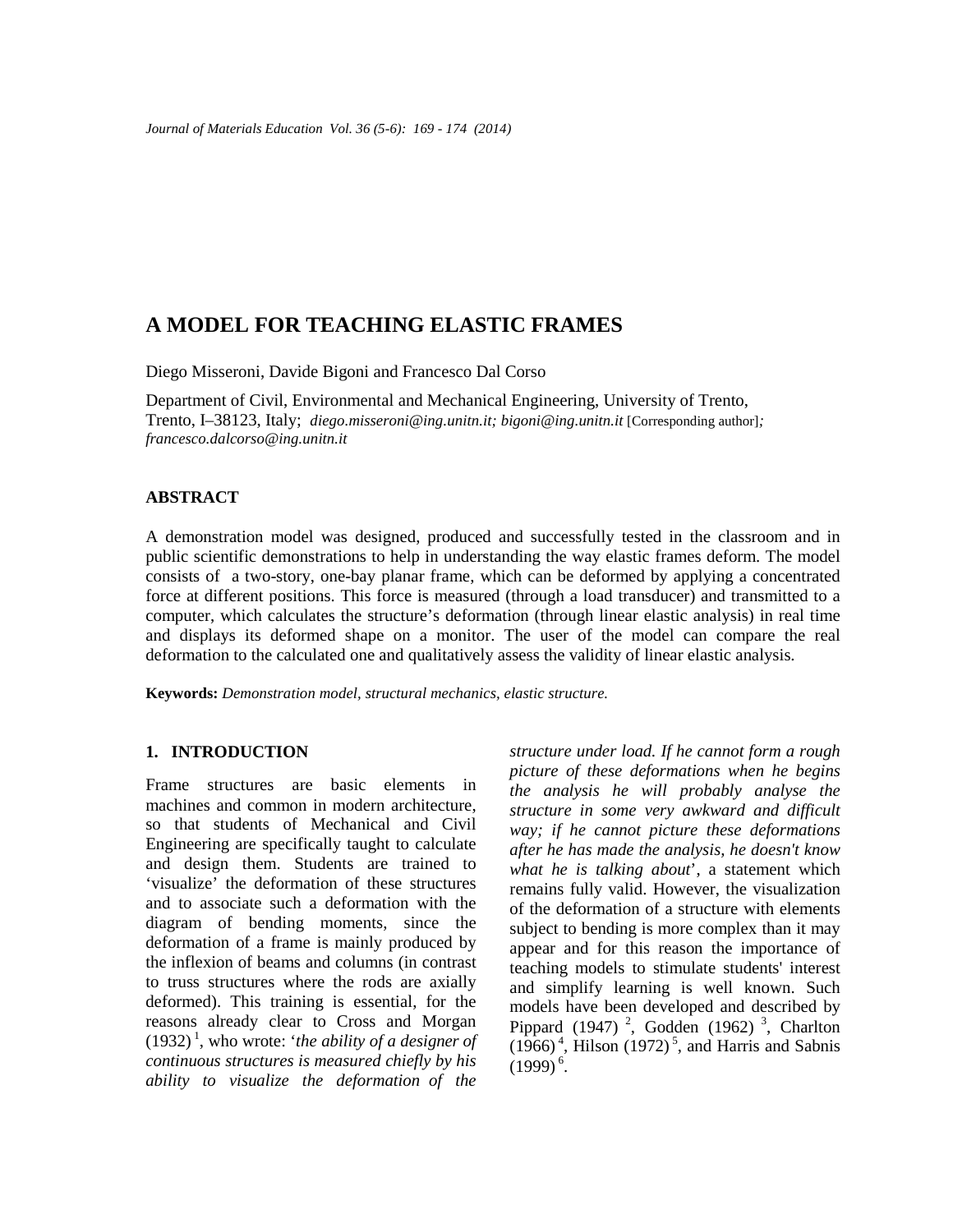# A MODEL FOR TEACHING ELASTIC FRAMES

Diego Misseroni, Davide Bigoni and Francesco Dal Corso

Department of Civil, Environmental and Mechanical Engineering, University of Trento, Trento, I–38123, Italy; *diego.misseroni@ing.unitn.it; bigoni@ing.unitn.it* [Corresponding author]*; francesco.dalcorso@ing.unitn.it*

## ABSTRACT

A demonstration model was designed, produced and successfully tested in the classroom and in public scientific demonstrations to help in understanding the way elastic frames deform. The model consists of a two-story, one-bay planar frame, which can be deformed by applying a concentrated force at different positions. This force is measured (through a load transducer) and transmitted to a computer, which calculates the structure's deformation (through linear elastic analysis) in real time and displays its deformed shape on a monitor. The user of the model can compare the real deformation to the calculated one and qualitatively assess the validity of linear elastic analysis.

**Keywords:** *Demonstration model, structural mechanics, elastic structure.*

## 1. INTRODUCTION

Frame structures are basic elements in machines and common in modern architecture, so that students of Mechanical and Civil Engineering are specifically taught to calculate and design them. Students are trained to 'visualize' the deformation of these structures and to associate such a deformation with the diagram of bending moments, since the deformation of a frame is mainly produced by the inflexion of beams and columns (in contrast to truss structures where the rods are axially deformed). This training is essential, for the reasons already clear to Cross and Morgan (1932) [1], who wrote: '*the ability of a designer of continuous structures is measured chiefly by his ability to visualize the deformation of the structure under load. If he cannot form a rough picture of these deformations when he begins the analysis he will probably analyse the structure in some very awkward and difficult way; if he cannot picture these deformations after he has made the analysis, he doesn't know what he is talking about*', a statement which remains fully valid. However, the visualization of the deformation of a structure with elements subject to bending is more complex than it may appear and for this reason the importance of teaching models to stimulate students' interest and simplify learning is well known. Such models have been developed and described by Pippard (1947) [2], Godden (1962) [3], Charlton (1966) [4], Hilson (1972) [5], and Harris and Sabnis (1999) [6].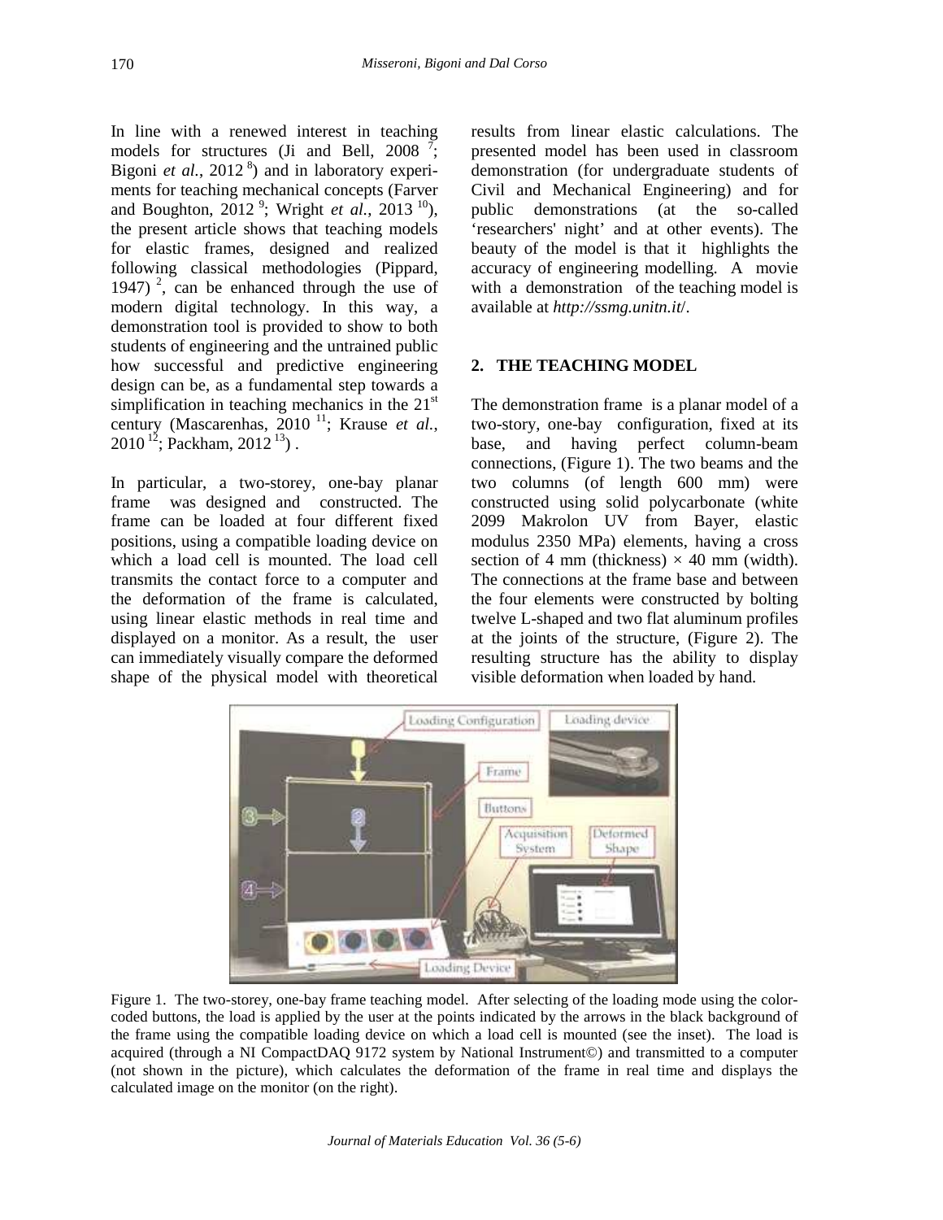In line with a renewed interest in teaching models for structures (Ji and Bell, 2008 [7]; Bigoni *et al.*, 2012 [8]) and in laboratory experiments for teaching mechanical concepts (Farver and Boughton, 2012 [9]; Wright *et al.*, 2013 [10]), the present article shows that teaching models for elastic frames, designed and realized following classical methodologies (Pippard, 1947) [2], can be enhanced through the use of modern digital technology. In this way, a demonstration tool is provided to show to both students of engineering and the untrained public how successful and predictive engineering design can be, as a fundamental step towards a simplification in teaching mechanics in the 21st century (Mascarenhas, 2010 [11]; Krause *et al.*, 2010 [12]; Packham, 2012 [13]) .

In particular, a two-storey, one-bay planar frame was designed and constructed. The frame can be loaded at four different fixed positions, using a compatible loading device on which a load cell is mounted. The load cell transmits the contact force to a computer and the deformation of the frame is calculated, using linear elastic methods in real time and displayed on a monitor. As a result, the user can immediately visually compare the deformed shape of the physical model with theoretical results from linear elastic calculations. The presented model has been used in classroom demonstration (for undergraduate students of Civil and Mechanical Engineering) and for public demonstrations (at the so-called 'researchers' night' and at other events). The beauty of the model is that it highlights the accuracy of engineering modelling. A movie with a demonstration of the teaching model is available at *http://ssmg.unitn.it/*.

## 2. THE TEACHING MODEL

The demonstration frame is a planar model of a two-story, one-bay configuration, fixed at its base, and having perfect column-beam connections, (Figure 1). The two beams and the two columns (of length 600 mm) were constructed using solid polycarbonate (white 2099 Makrolon UV from Bayer, elastic modulus 2350 MPa) elements, having a cross section of 4 mm (thickness) × 40 mm (width). The connections at the frame base and between the four elements were constructed by bolting twelve L-shaped and two flat aluminum profiles at the joints of the structure, (Figure 2). The resulting structure has the ability to display visible deformation when loaded by hand.

Figure 1. The two-storey, one-bay frame teaching model. After selecting of the loading mode using the color-coded buttons, the load is applied by the user at the points indicated by the arrows in the black background of the frame using the compatible loading device on which a load cell is mounted (see the inset). The load is acquired (through a NI CompactDAQ 9172 system by National Instrument©) and transmitted to a computer (not shown in the picture), which calculates the deformation of the frame in real time and displays the calculated image on the monitor (on the right).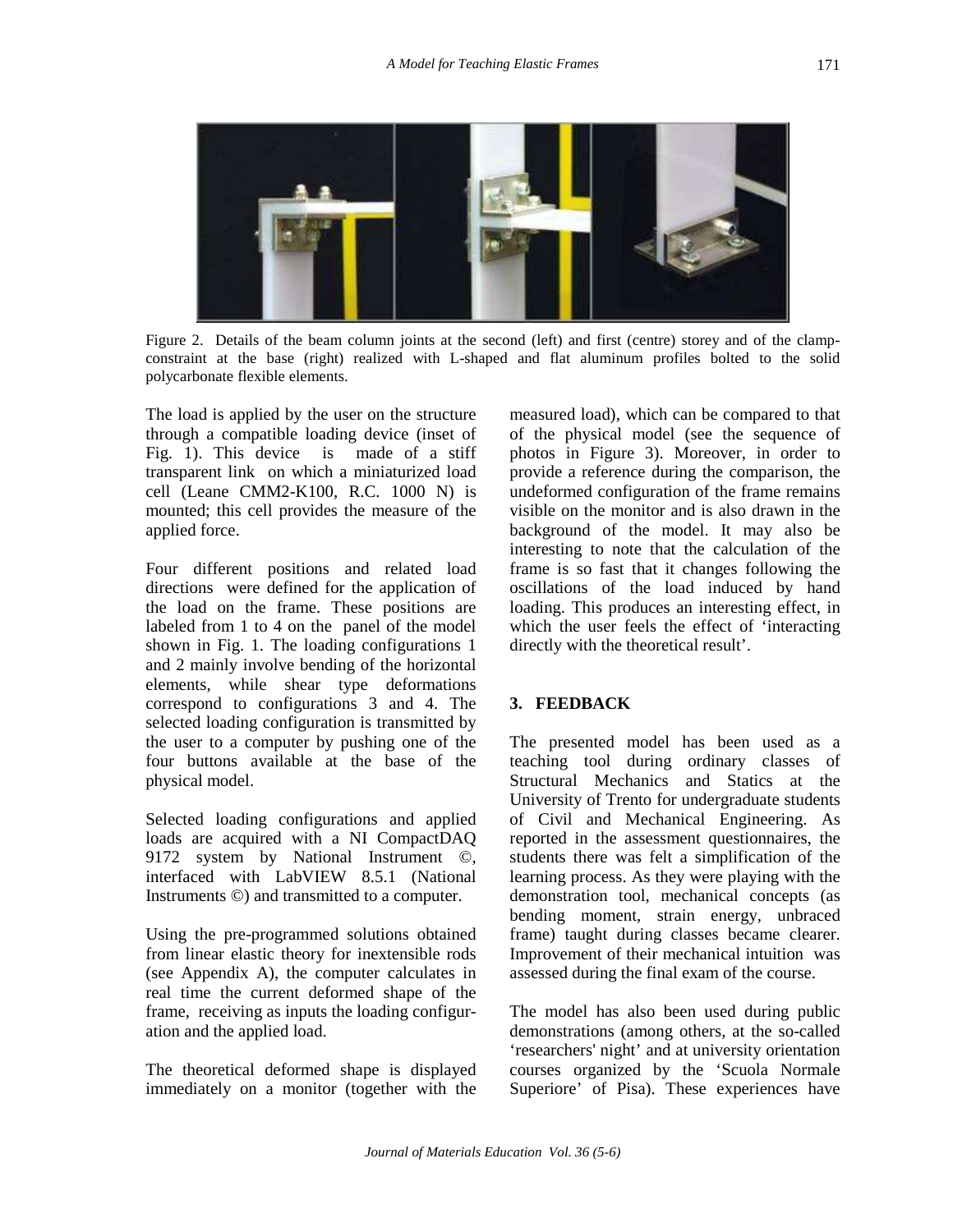Figure 2. Details of the beam column joints at the second (left) and first (centre) storey and of the clamp-constraint at the base (right) realized with L-shaped and flat aluminum profiles bolted to the solid polycarbonate flexible elements.

The load is applied by the user on the structure through a compatible loading device (inset of Fig. 1). This device is made of a stiff transparent link on which a miniaturized load cell (Leane CMM2-K100, R.C. 1000 N) is mounted; this cell provides the measure of the applied force.

Four different positions and related load directions were defined for the application of the load on the frame. These positions are labeled from 1 to 4 on the panel of the model shown in Fig. 1. The loading configurations 1 and 2 mainly involve bending of the horizontal elements, while shear type deformations correspond to configurations 3 and 4. The selected loading configuration is transmitted by the user to a computer by pushing one of the four buttons available at the base of the physical model.

Selected loading configurations and applied loads are acquired with a NI CompactDAQ 9172 system by National Instrument ©, interfaced with LabVIEW 8.5.1 (National Instruments ©) and transmitted to a computer.

Using the pre-programmed solutions obtained from linear elastic theory for inextensible rods (see Appendix A), the computer calculates in real time the current deformed shape of the frame, receiving as inputs the loading configuration and the applied load.

The theoretical deformed shape is displayed immediately on a monitor (together with the measured load), which can be compared to that of the physical model (see the sequence of photos in Figure 3). Moreover, in order to provide a reference during the comparison, the undeformed configuration of the frame remains visible on the monitor and is also drawn in the background of the model. It may also be interesting to note that the calculation of the frame is so fast that it changes following the oscillations of the load induced by hand loading. This produces an interesting effect, in which the user feels the effect of 'interacting directly with the theoretical result'.

## 3. FEEDBACK

The presented model has been used as a teaching tool during ordinary classes of Structural Mechanics and Statics at the University of Trento for undergraduate students of Civil and Mechanical Engineering. As reported in the assessment questionnaires, the students there was felt a simplification of the learning process. As they were playing with the demonstration tool, mechanical concepts (as bending moment, strain energy, unbraced frame) taught during classes became clearer. Improvement of their mechanical intuition was assessed during the final exam of the course.

The model has also been used during public demonstrations (among others, at the so-called 'researchers' night' and at university orientation courses organized by the 'Scuola Normale Superiore' of Pisa). These experiences have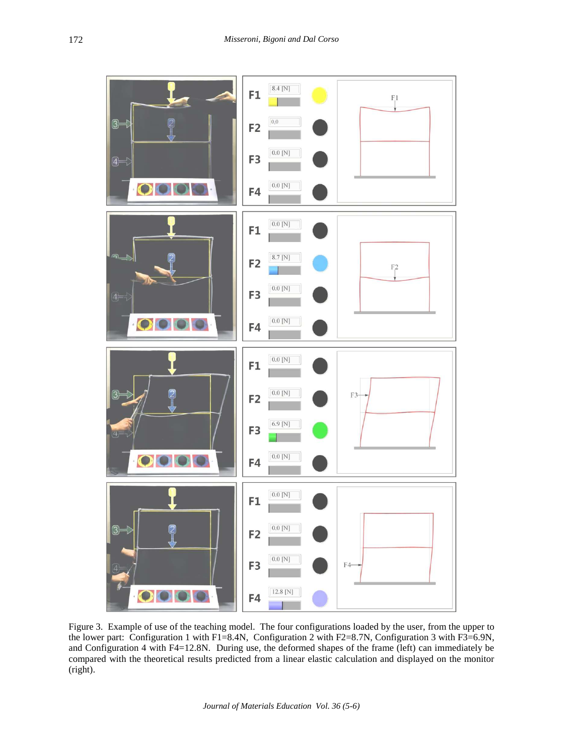Figure 3. Example of use of the teaching model. The four configurations loaded by the user, from the upper to the lower part: Configuration 1 with F1=8.4N, Configuration 2 with F2=8.7N, Configuration 3 with F3=6.9N, and Configuration 4 with F4=12.8N. During use, the deformed shapes of the frame (left) can immediately be compared with the theoretical results predicted from a linear elastic calculation and displayed on the monitor (right).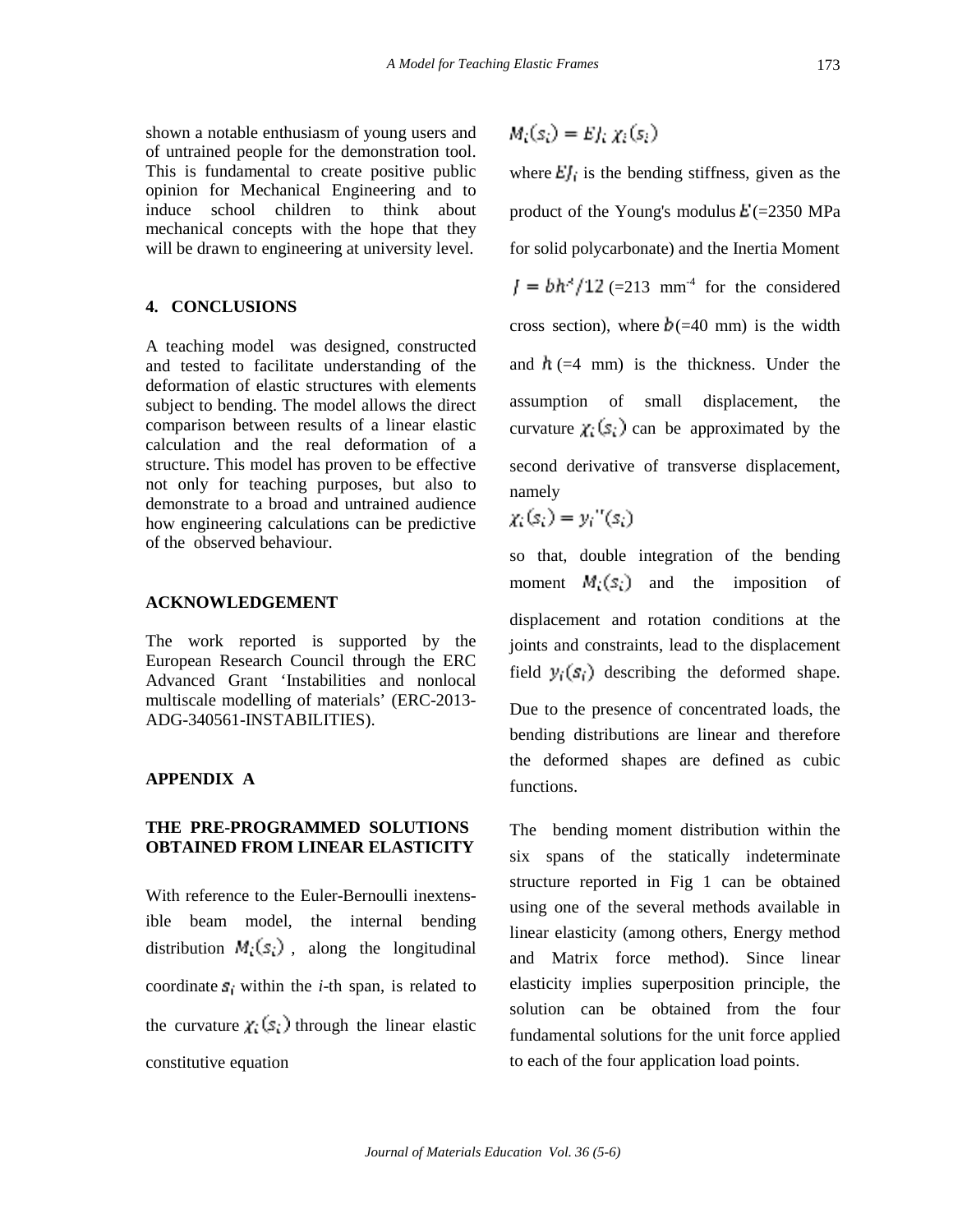shown a notable enthusiasm of young users and of untrained people for the demonstration tool. This is fundamental to create positive public opinion for Mechanical Engineering and to induce school children to think about mechanical concepts with the hope that they will be drawn to engineering at university level.

## 4. CONCLUSIONS

A teaching model was designed, constructed and tested to facilitate understanding of the deformation of elastic structures with elements subject to bending. The model allows the direct comparison between results of a linear elastic calculation and the real deformation of a structure. This model has proven to be effective not only for teaching purposes, but also to demonstrate to a broad and untrained audience how engineering calculations can be predictive of the observed behaviour.

## ACKNOWLEDGEMENT

The work reported is supported by the European Research Council through the ERC Advanced Grant 'Instabilities and nonlocal multiscale modelling of materials' (ERC-2013-ADG-340561-INSTABILITIES).

## APPENDIX A

### THE PRE-PROGRAMMED SOLUTIONS OBTAINED FROM LINEAR ELASTICITY

With reference to the Euler-Bernoulli inextensible beam model, the internal bending distribution $M_i(s_i)$, along the longitudinal coordinate $s_i$ within the *i*-th span, is related to the curvature $\chi_i(s_i)$ through the linear elastic constitutive equation

$$M_i(s_i) = EJ_i\ \chi_i(s_i)$$

where $EJ_i$ is the bending stiffness, given as the product of the Young's modulus $E$ (=2350 MPa for solid polycarbonate) and the Inertia Moment $J = bh^3/12$ (=213 mm$^{-4}$ for the considered cross section), where $b$ (=40 mm) is the width and $h$ (=4 mm) is the thickness. Under the assumption of small displacement, the curvature $\chi_i(s_i)$ can be approximated by the second derivative of transverse displacement, namely

$$\chi_i(s_i) = y_i''(s_i)$$

so that, double integration of the bending moment $M_i(s_i)$ and the imposition of displacement and rotation conditions at the joints and constraints, lead to the displacement field $y_i(s_i)$ describing the deformed shape. Due to the presence of concentrated loads, the bending distributions are linear and therefore the deformed shapes are defined as cubic functions.

The bending moment distribution within the six spans of the statically indeterminate structure reported in Fig 1 can be obtained using one of the several methods available in linear elasticity (among others, Energy method and Matrix force method). Since linear elasticity implies superposition principle, the solution can be obtained from the four fundamental solutions for the unit force applied to each of the four application load points.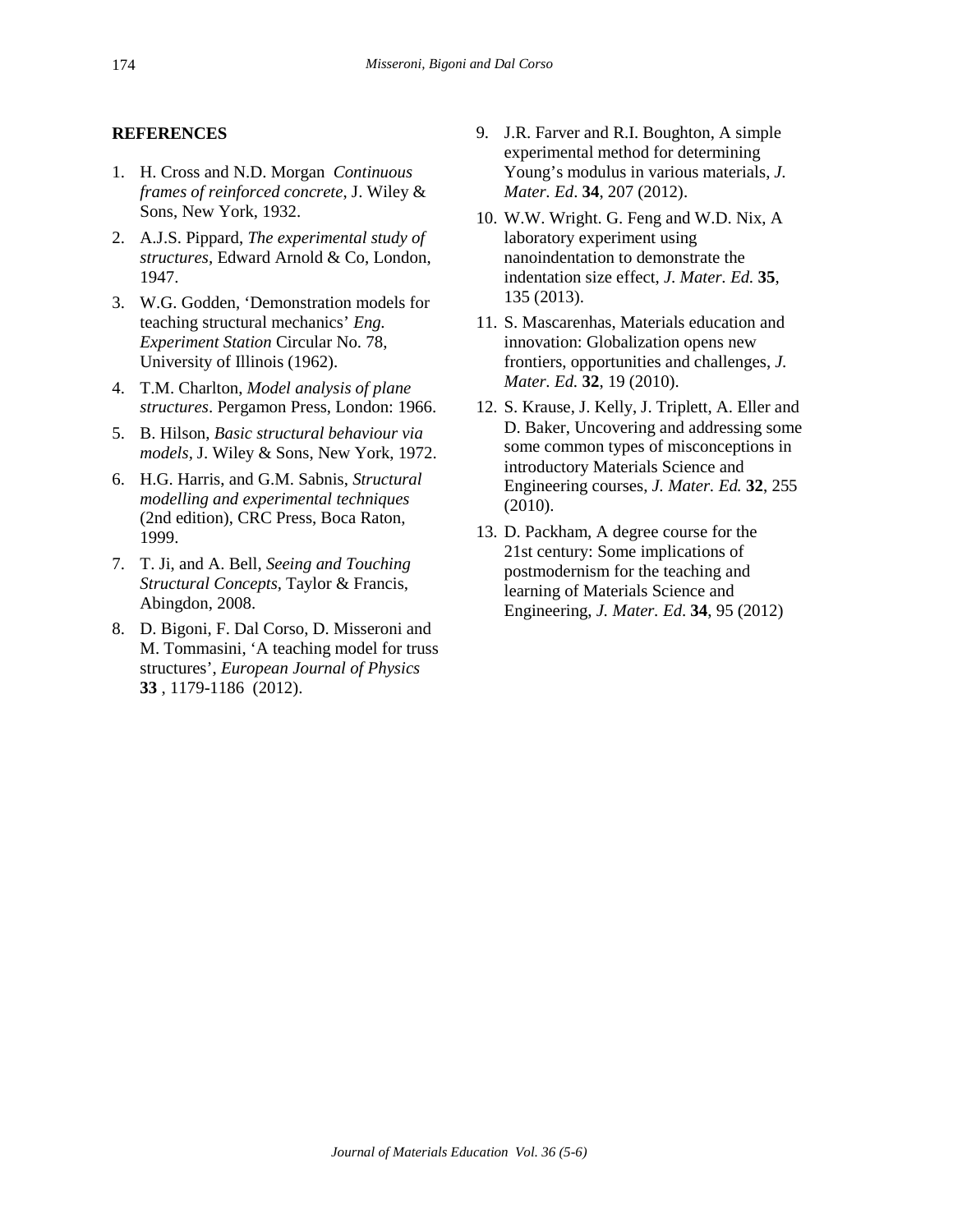## REFERENCES

1. H. Cross and N.D. Morgan *Continuous frames of reinforced concrete*, J. Wiley & Sons, New York, 1932.
2. A.J.S. Pippard, *The experimental study of structures*, Edward Arnold & Co, London, 1947.
3. W.G. Godden, 'Demonstration models for teaching structural mechanics' *Eng. Experiment Station* Circular No. 78, University of Illinois (1962).
4. T.M. Charlton, *Model analysis of plane structures*. Pergamon Press, London: 1966.
5. B. Hilson, *Basic structural behaviour via models*, J. Wiley & Sons, New York, 1972.
6. H.G. Harris, and G.M. Sabnis, *Structural modelling and experimental techniques* (2nd edition), CRC Press, Boca Raton, 1999.
7. T. Ji, and A. Bell, *Seeing and Touching Structural Concepts*, Taylor & Francis, Abingdon, 2008.
8. D. Bigoni, F. Dal Corso, D. Misseroni and M. Tommasini, 'A teaching model for truss structures', *European Journal of Physics* **33** , 1179-1186 (2012).
9. J.R. Farver and R.I. Boughton, A simple experimental method for determining Young's modulus in various materials, *J. Mater. Ed*. **34**, 207 (2012).
10. W.W. Wright. G. Feng and W.D. Nix, A laboratory experiment using nanoindentation to demonstrate the indentation size effect, *J. Mater. Ed.* **35**, 135 (2013).
11. S. Mascarenhas, Materials education and innovation: Globalization opens new frontiers, opportunities and challenges, *J. Mater. Ed.* **32**, 19 (2010).
12. S. Krause, J. Kelly, J. Triplett, A. Eller and D. Baker, Uncovering and addressing some some common types of misconceptions in introductory Materials Science and Engineering courses, *J. Mater. Ed.* **32**, 255 (2010).
13. D. Packham, A degree course for the 21st century: Some implications of postmodernism for the teaching and learning of Materials Science and Engineering, *J. Mater. Ed*. **34**, 95 (2012)